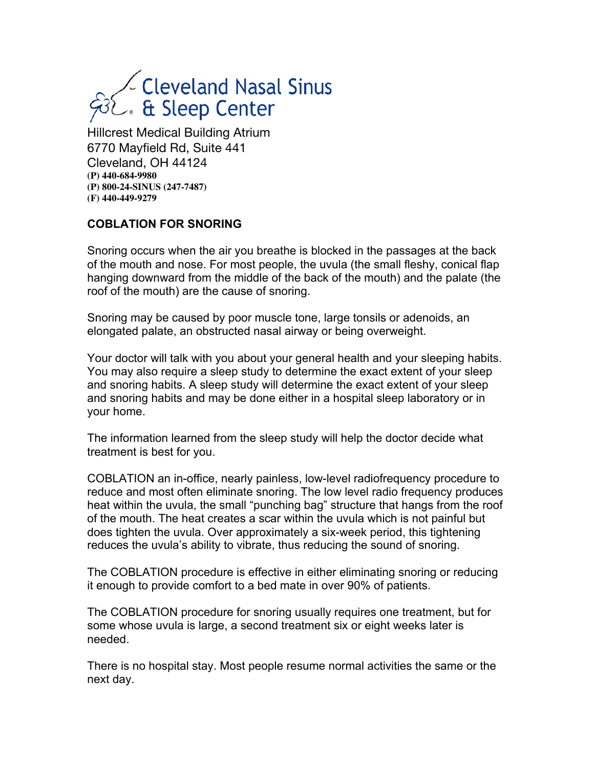# Cleveland Nasal Sinus & Sleep Center

Hillcrest Medical Building Atrium
6770 Mayfield Rd, Suite 441
Cleveland, OH 44124
**(P) 440-684-9980**
**(P) 800-24-SINUS (247-7487)**
**(F) 440-449-9279**

## COBLATION FOR SNORING

Snoring occurs when the air you breathe is blocked in the passages at the back of the mouth and nose. For most people, the uvula (the small fleshy, conical flap hanging downward from the middle of the back of the mouth) and the palate (the roof of the mouth) are the cause of snoring.

Snoring may be caused by poor muscle tone, large tonsils or adenoids, an elongated palate, an obstructed nasal airway or being overweight.

Your doctor will talk with you about your general health and your sleeping habits. You may also require a sleep study to determine the exact extent of your sleep and snoring habits. A sleep study will determine the exact extent of your sleep and snoring habits and may be done either in a hospital sleep laboratory or in your home.

The information learned from the sleep study will help the doctor decide what treatment is best for you.

COBLATION an in-office, nearly painless, low-level radiofrequency procedure to reduce and most often eliminate snoring. The low level radio frequency produces heat within the uvula, the small "punching bag" structure that hangs from the roof of the mouth. The heat creates a scar within the uvula which is not painful but does tighten the uvula. Over approximately a six-week period, this tightening reduces the uvula's ability to vibrate, thus reducing the sound of snoring.

The COBLATION procedure is effective in either eliminating snoring or reducing it enough to provide comfort to a bed mate in over 90% of patients.

The COBLATION procedure for snoring usually requires one treatment, but for some whose uvula is large, a second treatment six or eight weeks later is needed.

There is no hospital stay. Most people resume normal activities the same or the next day.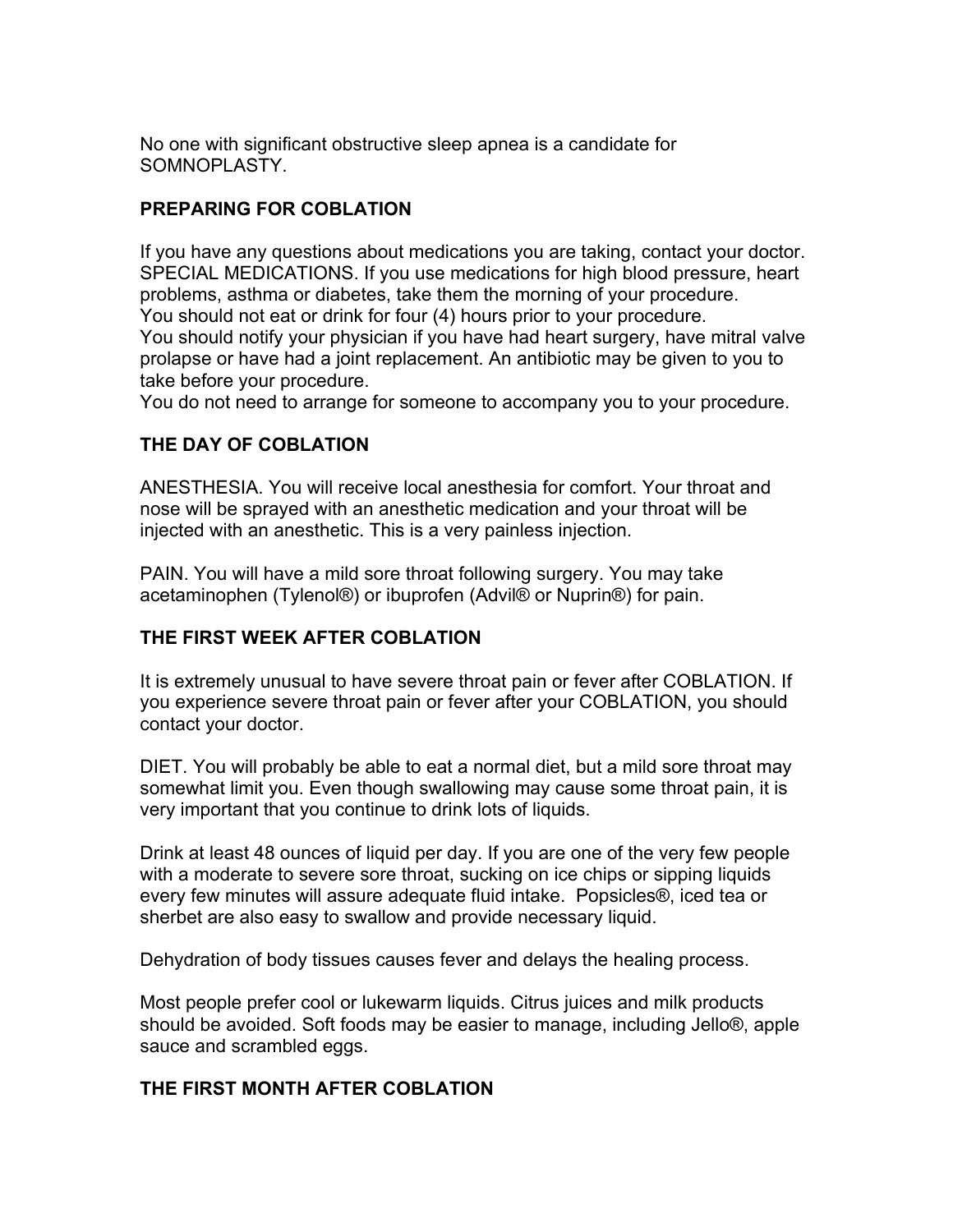No one with significant obstructive sleep apnea is a candidate for SOMNOPLASTY.

## PREPARING FOR COBLATION

If you have any questions about medications you are taking, contact your doctor.
SPECIAL MEDICATIONS. If you use medications for high blood pressure, heart problems, asthma or diabetes, take them the morning of your procedure.
You should not eat or drink for four (4) hours prior to your procedure.
You should notify your physician if you have had heart surgery, have mitral valve prolapse or have had a joint replacement. An antibiotic may be given to you to take before your procedure.
You do not need to arrange for someone to accompany you to your procedure.

## THE DAY OF COBLATION

ANESTHESIA. You will receive local anesthesia for comfort. Your throat and nose will be sprayed with an anesthetic medication and your throat will be injected with an anesthetic. This is a very painless injection.

PAIN. You will have a mild sore throat following surgery. You may take acetaminophen (Tylenol®) or ibuprofen (Advil® or Nuprin®) for pain.

## THE FIRST WEEK AFTER COBLATION

It is extremely unusual to have severe throat pain or fever after COBLATION. If you experience severe throat pain or fever after your COBLATION, you should contact your doctor.

DIET. You will probably be able to eat a normal diet, but a mild sore throat may somewhat limit you. Even though swallowing may cause some throat pain, it is very important that you continue to drink lots of liquids.

Drink at least 48 ounces of liquid per day. If you are one of the very few people with a moderate to severe sore throat, sucking on ice chips or sipping liquids every few minutes will assure adequate fluid intake. Popsicles®, iced tea or sherbet are also easy to swallow and provide necessary liquid.

Dehydration of body tissues causes fever and delays the healing process.

Most people prefer cool or lukewarm liquids. Citrus juices and milk products should be avoided. Soft foods may be easier to manage, including Jello®, apple sauce and scrambled eggs.

## THE FIRST MONTH AFTER COBLATION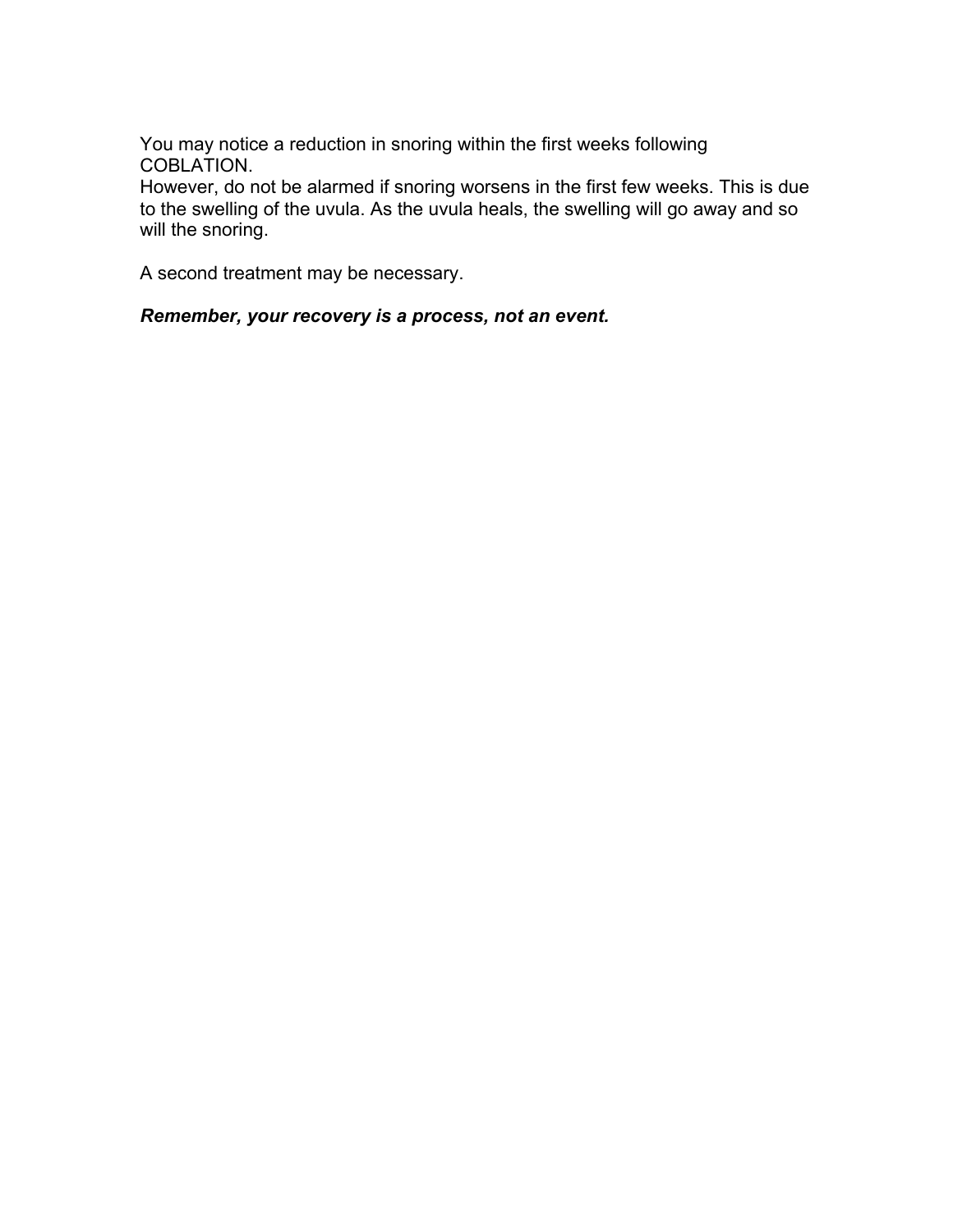You may notice a reduction in snoring within the first weeks following COBLATION.
However, do not be alarmed if snoring worsens in the first few weeks. This is due to the swelling of the uvula. As the uvula heals, the swelling will go away and so will the snoring.

A second treatment may be necessary.

***Remember, your recovery is a process, not an event.***